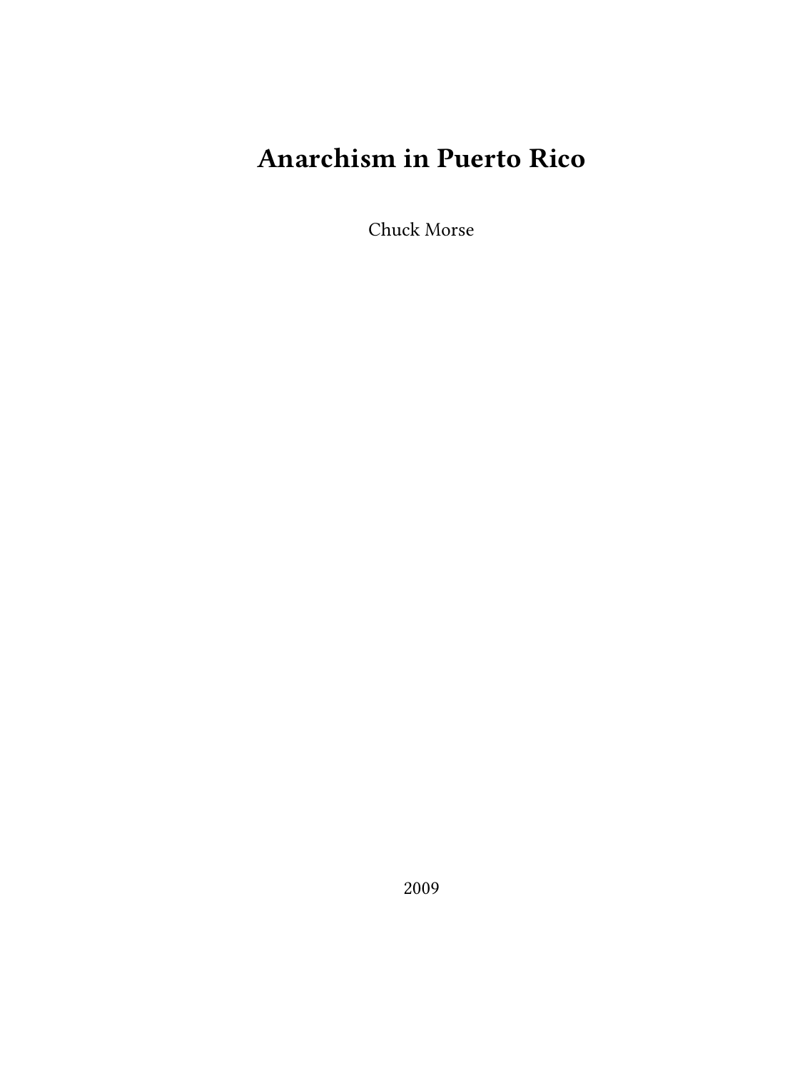# Anarchism in Puerto Rico

Chuck Morse

2009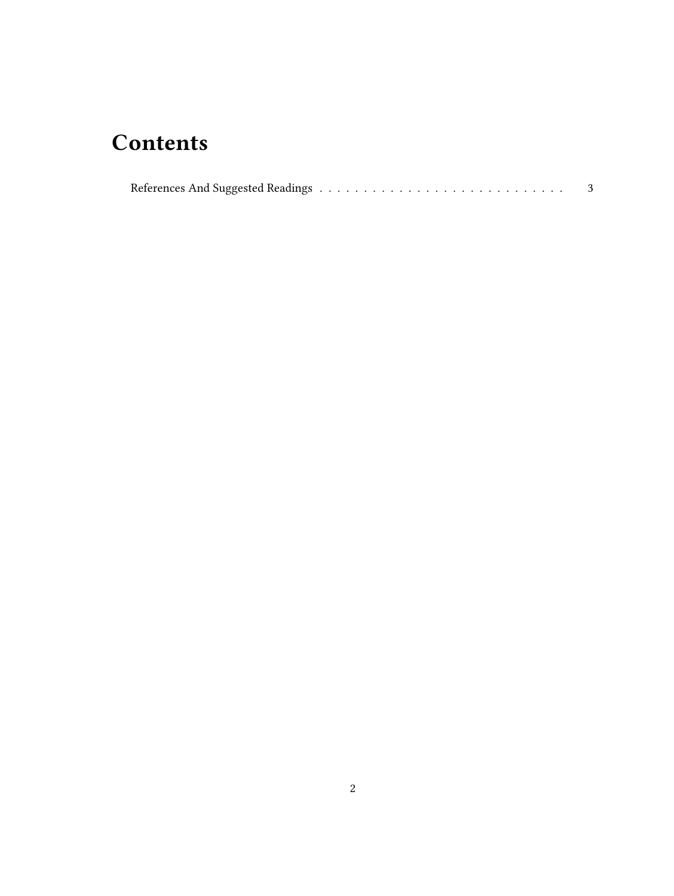# Contents

References And Suggested Readings . . . . . . . . . . . . . . . . . . . . . . . . . . . . . 3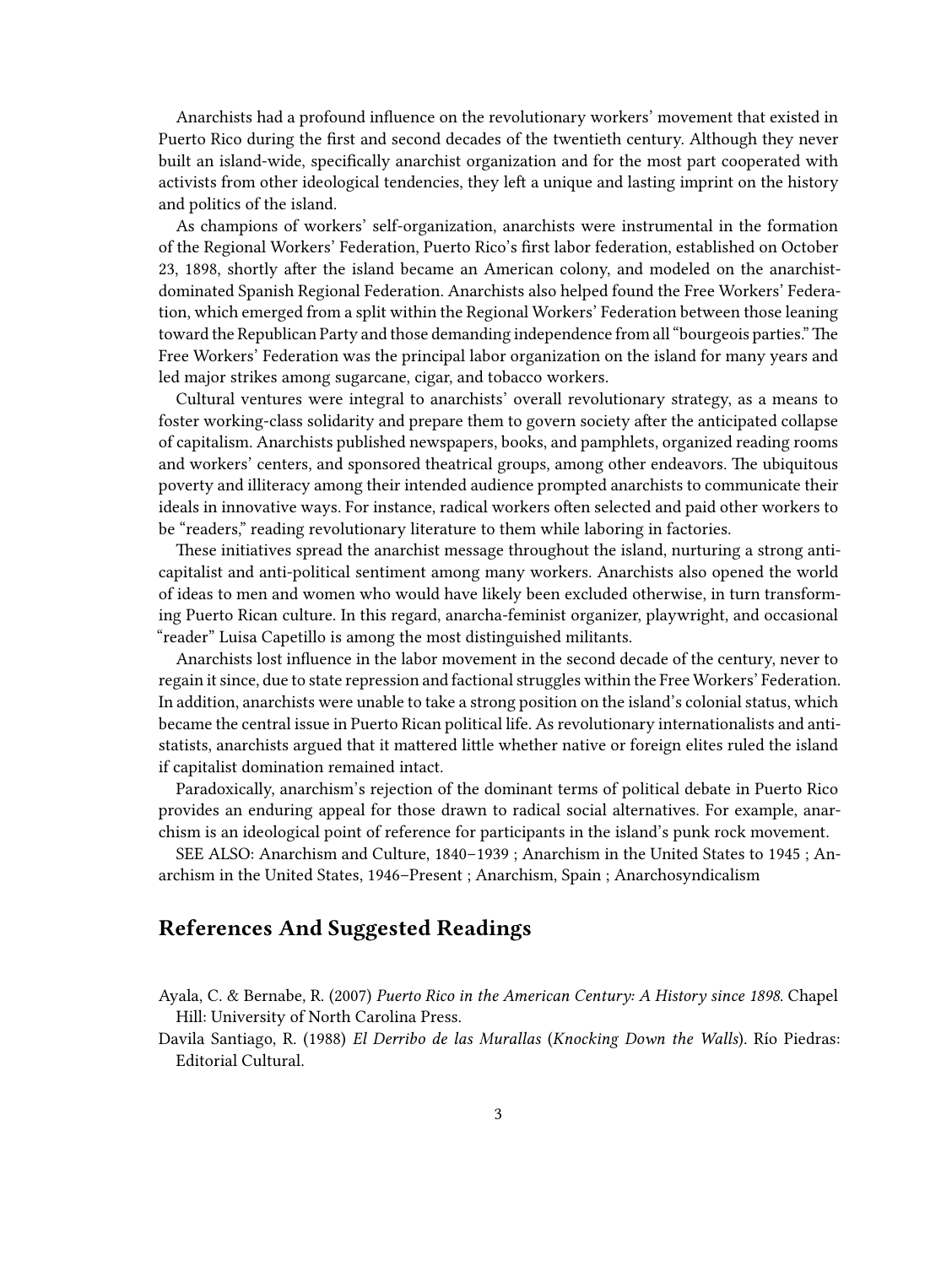Anarchists had a profound influence on the revolutionary workers' movement that existed in Puerto Rico during the first and second decades of the twentieth century. Although they never built an island-wide, specifically anarchist organization and for the most part cooperated with activists from other ideological tendencies, they left a unique and lasting imprint on the history and politics of the island.

As champions of workers' self-organization, anarchists were instrumental in the formation of the Regional Workers' Federation, Puerto Rico's first labor federation, established on October 23, 1898, shortly after the island became an American colony, and modeled on the anarchist-dominated Spanish Regional Federation. Anarchists also helped found the Free Workers' Federation, which emerged from a split within the Regional Workers' Federation between those leaning toward the Republican Party and those demanding independence from all "bourgeois parties." The Free Workers' Federation was the principal labor organization on the island for many years and led major strikes among sugarcane, cigar, and tobacco workers.

Cultural ventures were integral to anarchists' overall revolutionary strategy, as a means to foster working-class solidarity and prepare them to govern society after the anticipated collapse of capitalism. Anarchists published newspapers, books, and pamphlets, organized reading rooms and workers' centers, and sponsored theatrical groups, among other endeavors. The ubiquitous poverty and illiteracy among their intended audience prompted anarchists to communicate their ideals in innovative ways. For instance, radical workers often selected and paid other workers to be "readers," reading revolutionary literature to them while laboring in factories.

These initiatives spread the anarchist message throughout the island, nurturing a strong anti-capitalist and anti-political sentiment among many workers. Anarchists also opened the world of ideas to men and women who would have likely been excluded otherwise, in turn transforming Puerto Rican culture. In this regard, anarcha-feminist organizer, playwright, and occasional "reader" Luisa Capetillo is among the most distinguished militants.

Anarchists lost influence in the labor movement in the second decade of the century, never to regain it since, due to state repression and factional struggles within the Free Workers' Federation. In addition, anarchists were unable to take a strong position on the island's colonial status, which became the central issue in Puerto Rican political life. As revolutionary internationalists and anti-statists, anarchists argued that it mattered little whether native or foreign elites ruled the island if capitalist domination remained intact.

Paradoxically, anarchism's rejection of the dominant terms of political debate in Puerto Rico provides an enduring appeal for those drawn to radical social alternatives. For example, anarchism is an ideological point of reference for participants in the island's punk rock movement.

SEE ALSO: Anarchism and Culture, 1840–1939 ; Anarchism in the United States to 1945 ; Anarchism in the United States, 1946–Present ; Anarchism, Spain ; Anarchosyndicalism

## References And Suggested Readings

Ayala, C. & Bernabe, R. (2007) *Puerto Rico in the American Century: A History since 1898*. Chapel Hill: University of North Carolina Press.

Davila Santiago, R. (1988) *El Derribo de las Murallas* (*Knocking Down the Walls*). Río Piedras: Editorial Cultural.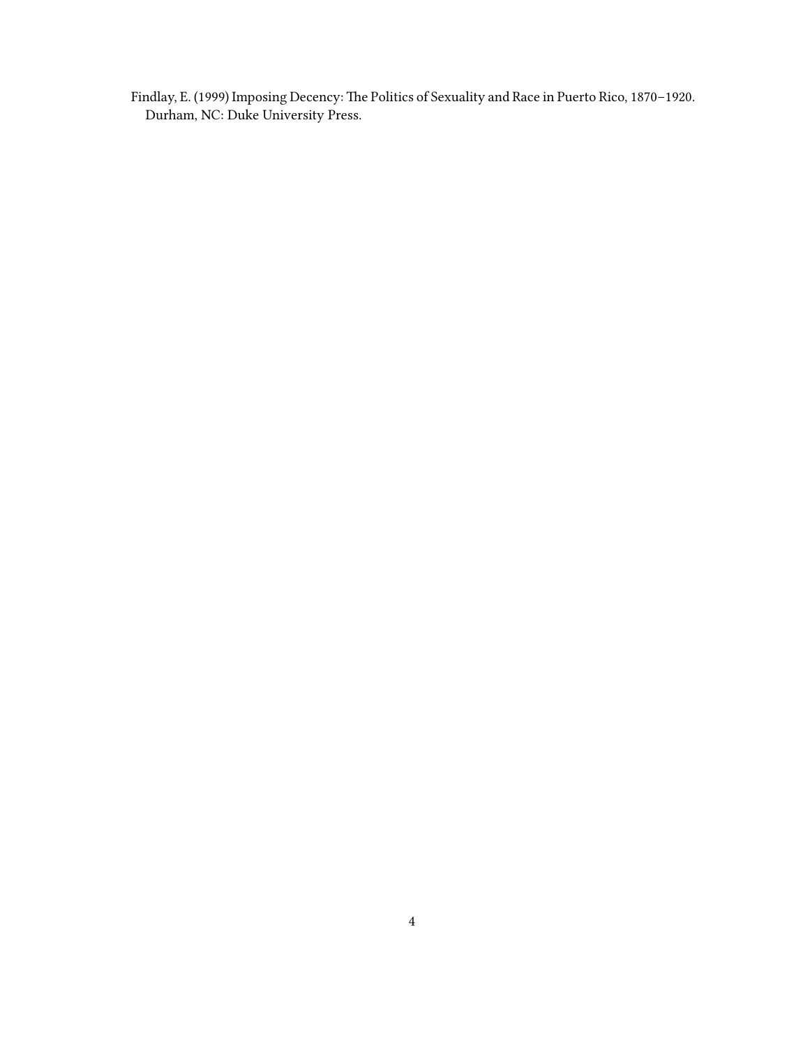Findlay, E. (1999) Imposing Decency: The Politics of Sexuality and Race in Puerto Rico, 1870–1920. Durham, NC: Duke University Press.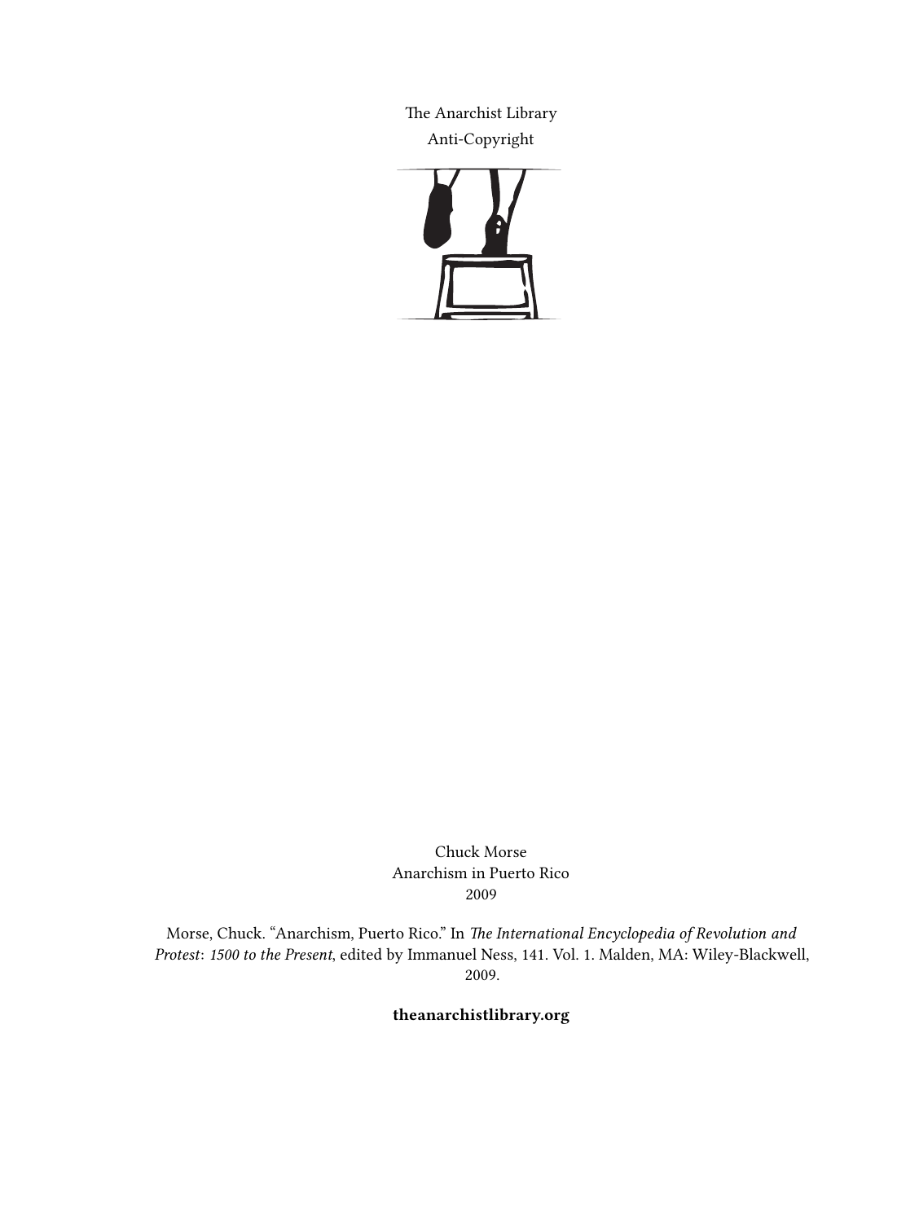The Anarchist Library
Anti-Copyright

Chuck Morse
Anarchism in Puerto Rico
2009

Morse, Chuck. "Anarchism, Puerto Rico." In *The International Encyclopedia of Revolution and Protest: 1500 to the Present*, edited by Immanuel Ness, 141. Vol. 1. Malden, MA: Wiley-Blackwell, 2009.

**theanarchistlibrary.org**